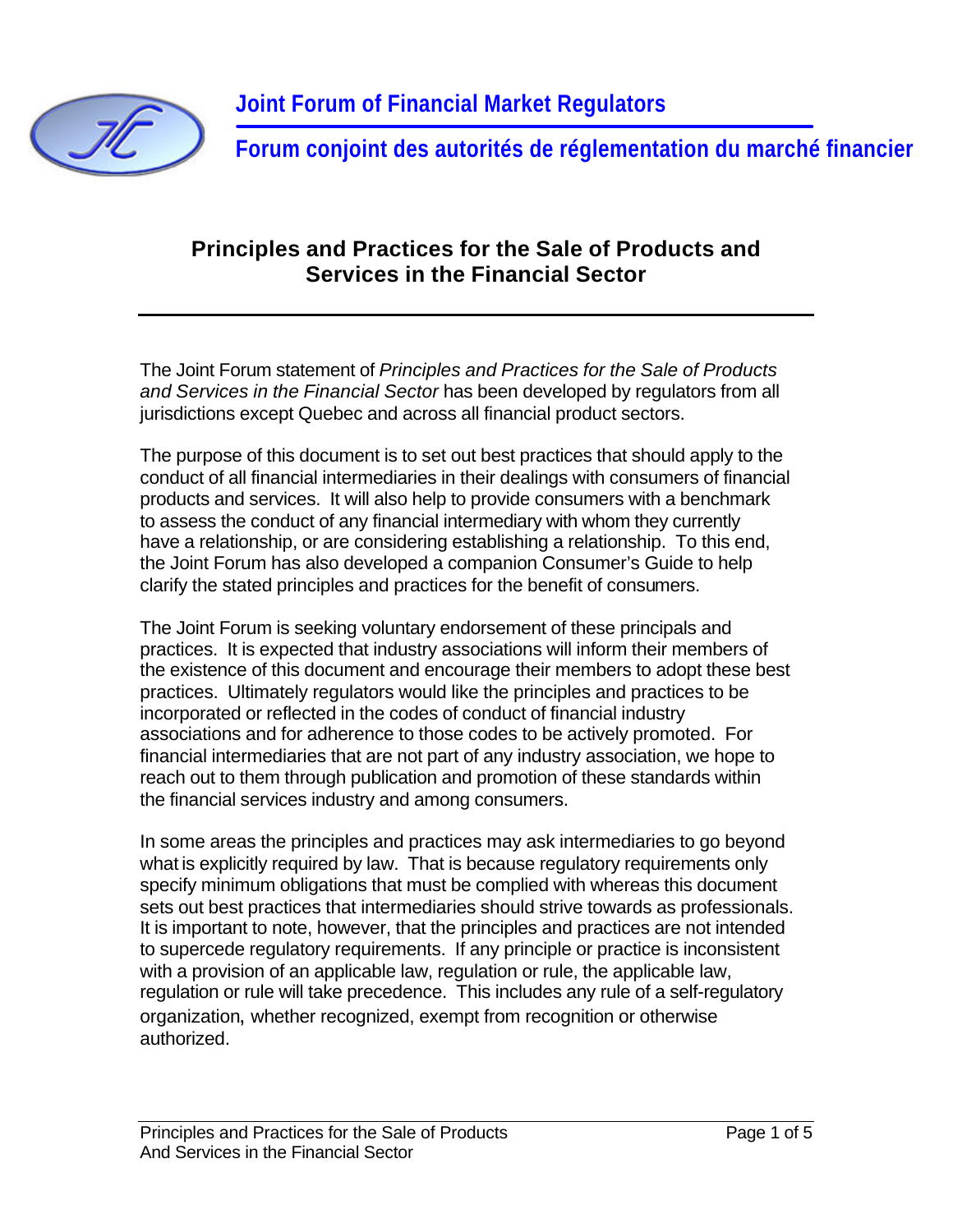**Joint Forum of Financial Market Regulators**

**Forum conjoint des autorités de réglementation du marché financier**

# Principles and Practices for the Sale of Products and Services in the Financial Sector

The Joint Forum statement of *Principles and Practices for the Sale of Products and Services in the Financial Sector* has been developed by regulators from all jurisdictions except Quebec and across all financial product sectors.

The purpose of this document is to set out best practices that should apply to the conduct of all financial intermediaries in their dealings with consumers of financial products and services. It will also help to provide consumers with a benchmark to assess the conduct of any financial intermediary with whom they currently have a relationship, or are considering establishing a relationship. To this end, the Joint Forum has also developed a companion Consumer's Guide to help clarify the stated principles and practices for the benefit of consumers.

The Joint Forum is seeking voluntary endorsement of these principals and practices. It is expected that industry associations will inform their members of the existence of this document and encourage their members to adopt these best practices. Ultimately regulators would like the principles and practices to be incorporated or reflected in the codes of conduct of financial industry associations and for adherence to those codes to be actively promoted. For financial intermediaries that are not part of any industry association, we hope to reach out to them through publication and promotion of these standards within the financial services industry and among consumers.

In some areas the principles and practices may ask intermediaries to go beyond what is explicitly required by law. That is because regulatory requirements only specify minimum obligations that must be complied with whereas this document sets out best practices that intermediaries should strive towards as professionals. It is important to note, however, that the principles and practices are not intended to supercede regulatory requirements. If any principle or practice is inconsistent with a provision of an applicable law, regulation or rule, the applicable law, regulation or rule will take precedence. This includes any rule of a self-regulatory organization, whether recognized, exempt from recognition or otherwise authorized.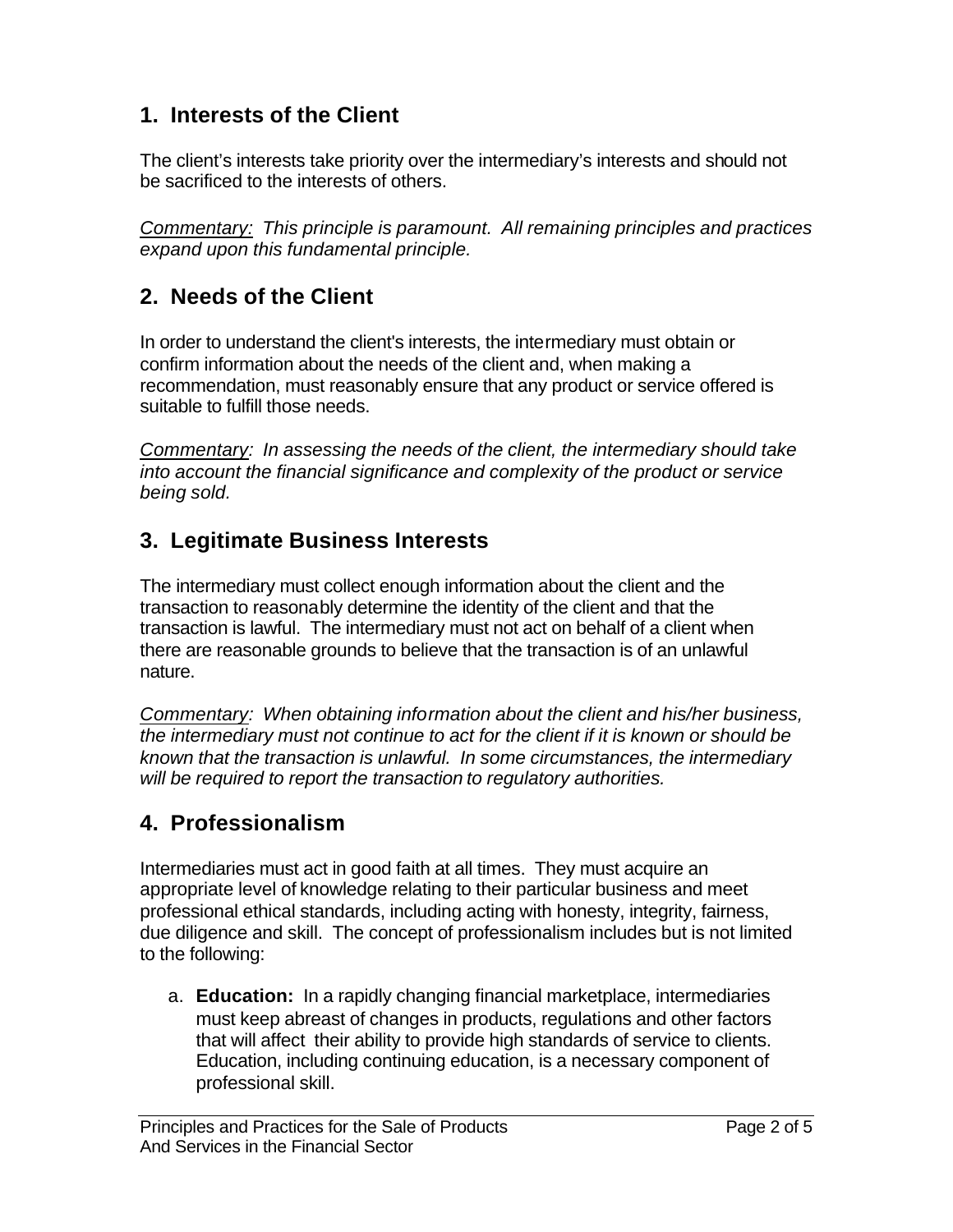## 1. Interests of the Client

The client's interests take priority over the intermediary's interests and should not be sacrificed to the interests of others.

*Commentary: This principle is paramount. All remaining principles and practices expand upon this fundamental principle.*

## 2. Needs of the Client

In order to understand the client's interests, the intermediary must obtain or confirm information about the needs of the client and, when making a recommendation, must reasonably ensure that any product or service offered is suitable to fulfill those needs.

*Commentary: In assessing the needs of the client, the intermediary should take into account the financial significance and complexity of the product or service being sold.*

## 3. Legitimate Business Interests

The intermediary must collect enough information about the client and the transaction to reasonably determine the identity of the client and that the transaction is lawful. The intermediary must not act on behalf of a client when there are reasonable grounds to believe that the transaction is of an unlawful nature.

*Commentary: When obtaining information about the client and his/her business, the intermediary must not continue to act for the client if it is known or should be known that the transaction is unlawful. In some circumstances, the intermediary will be required to report the transaction to regulatory authorities.*

## 4. Professionalism

Intermediaries must act in good faith at all times. They must acquire an appropriate level of knowledge relating to their particular business and meet professional ethical standards, including acting with honesty, integrity, fairness, due diligence and skill. The concept of professionalism includes but is not limited to the following:

a. **Education:** In a rapidly changing financial marketplace, intermediaries must keep abreast of changes in products, regulations and other factors that will affect their ability to provide high standards of service to clients. Education, including continuing education, is a necessary component of professional skill.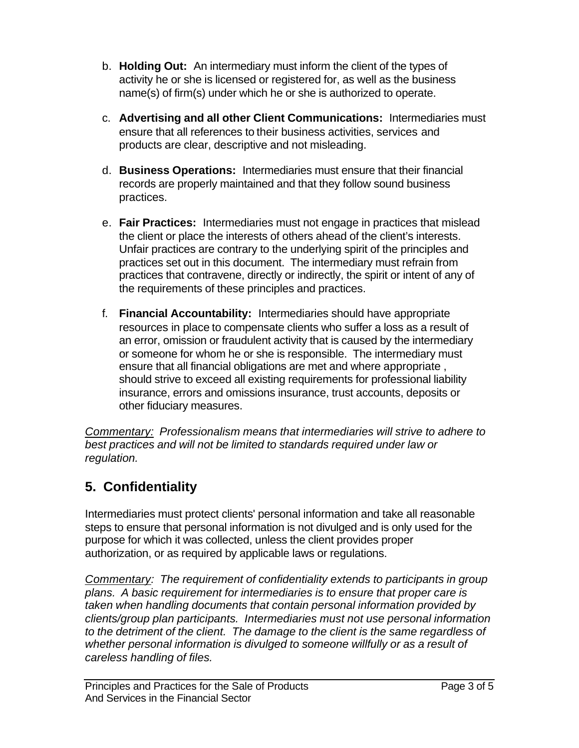b. **Holding Out:** An intermediary must inform the client of the types of activity he or she is licensed or registered for, as well as the business name(s) of firm(s) under which he or she is authorized to operate.

c. **Advertising and all other Client Communications:** Intermediaries must ensure that all references to their business activities, services and products are clear, descriptive and not misleading.

d. **Business Operations:** Intermediaries must ensure that their financial records are properly maintained and that they follow sound business practices.

e. **Fair Practices:** Intermediaries must not engage in practices that mislead the client or place the interests of others ahead of the client's interests. Unfair practices are contrary to the underlying spirit of the principles and practices set out in this document. The intermediary must refrain from practices that contravene, directly or indirectly, the spirit or intent of any of the requirements of these principles and practices.

f. **Financial Accountability:** Intermediaries should have appropriate resources in place to compensate clients who suffer a loss as a result of an error, omission or fraudulent activity that is caused by the intermediary or someone for whom he or she is responsible. The intermediary must ensure that all financial obligations are met and where appropriate , should strive to exceed all existing requirements for professional liability insurance, errors and omissions insurance, trust accounts, deposits or other fiduciary measures.

*Commentary: Professionalism means that intermediaries will strive to adhere to best practices and will not be limited to standards required under law or regulation.*

## 5. Confidentiality

Intermediaries must protect clients' personal information and take all reasonable steps to ensure that personal information is not divulged and is only used for the purpose for which it was collected, unless the client provides proper authorization, or as required by applicable laws or regulations.

*Commentary: The requirement of confidentiality extends to participants in group plans. A basic requirement for intermediaries is to ensure that proper care is taken when handling documents that contain personal information provided by clients/group plan participants. Intermediaries must not use personal information to the detriment of the client. The damage to the client is the same regardless of whether personal information is divulged to someone willfully or as a result of careless handling of files.*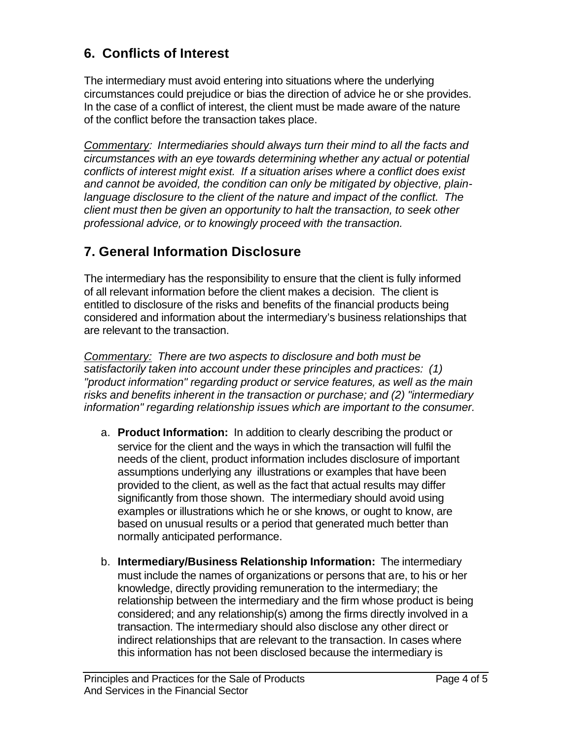## 6. Conflicts of Interest

The intermediary must avoid entering into situations where the underlying circumstances could prejudice or bias the direction of advice he or she provides. In the case of a conflict of interest, the client must be made aware of the nature of the conflict before the transaction takes place.

*Commentary: Intermediaries should always turn their mind to all the facts and circumstances with an eye towards determining whether any actual or potential conflicts of interest might exist. If a situation arises where a conflict does exist and cannot be avoided, the condition can only be mitigated by objective, plain-language disclosure to the client of the nature and impact of the conflict. The client must then be given an opportunity to halt the transaction, to seek other professional advice, or to knowingly proceed with the transaction.*

## 7. General Information Disclosure

The intermediary has the responsibility to ensure that the client is fully informed of all relevant information before the client makes a decision. The client is entitled to disclosure of the risks and benefits of the financial products being considered and information about the intermediary's business relationships that are relevant to the transaction.

*Commentary: There are two aspects to disclosure and both must be satisfactorily taken into account under these principles and practices: (1) "product information" regarding product or service features, as well as the main risks and benefits inherent in the transaction or purchase; and (2) "intermediary information" regarding relationship issues which are important to the consumer.*

a. **Product Information:** In addition to clearly describing the product or service for the client and the ways in which the transaction will fulfil the needs of the client, product information includes disclosure of important assumptions underlying any illustrations or examples that have been provided to the client, as well as the fact that actual results may differ significantly from those shown. The intermediary should avoid using examples or illustrations which he or she knows, or ought to know, are based on unusual results or a period that generated much better than normally anticipated performance.

b. **Intermediary/Business Relationship Information:** The intermediary must include the names of organizations or persons that are, to his or her knowledge, directly providing remuneration to the intermediary; the relationship between the intermediary and the firm whose product is being considered; and any relationship(s) among the firms directly involved in a transaction. The intermediary should also disclose any other direct or indirect relationships that are relevant to the transaction. In cases where this information has not been disclosed because the intermediary is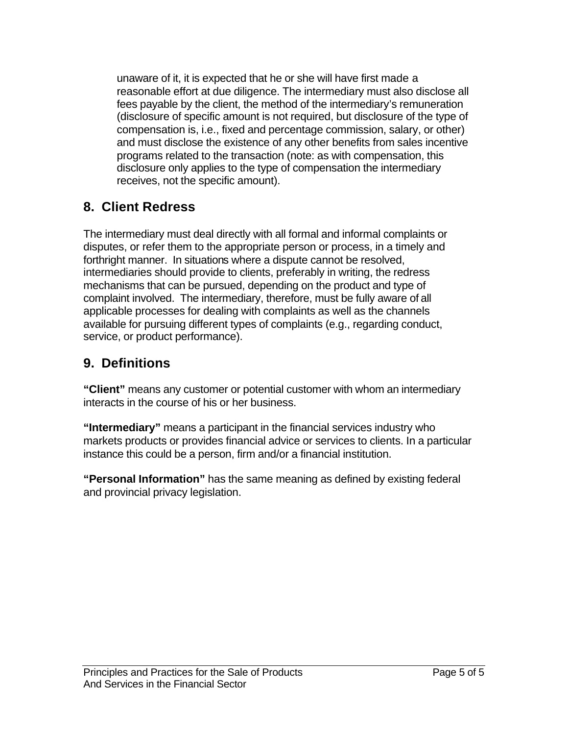unaware of it, it is expected that he or she will have first made a reasonable effort at due diligence. The intermediary must also disclose all fees payable by the client, the method of the intermediary's remuneration (disclosure of specific amount is not required, but disclosure of the type of compensation is, i.e., fixed and percentage commission, salary, or other) and must disclose the existence of any other benefits from sales incentive programs related to the transaction (note: as with compensation, this disclosure only applies to the type of compensation the intermediary receives, not the specific amount).

## 8. Client Redress

The intermediary must deal directly with all formal and informal complaints or disputes, or refer them to the appropriate person or process, in a timely and forthright manner. In situations where a dispute cannot be resolved, intermediaries should provide to clients, preferably in writing, the redress mechanisms that can be pursued, depending on the product and type of complaint involved. The intermediary, therefore, must be fully aware of all applicable processes for dealing with complaints as well as the channels available for pursuing different types of complaints (e.g., regarding conduct, service, or product performance).

## 9. Definitions

**"Client"** means any customer or potential customer with whom an intermediary interacts in the course of his or her business.

**"Intermediary"** means a participant in the financial services industry who markets products or provides financial advice or services to clients. In a particular instance this could be a person, firm and/or a financial institution.

**"Personal Information"** has the same meaning as defined by existing federal and provincial privacy legislation.